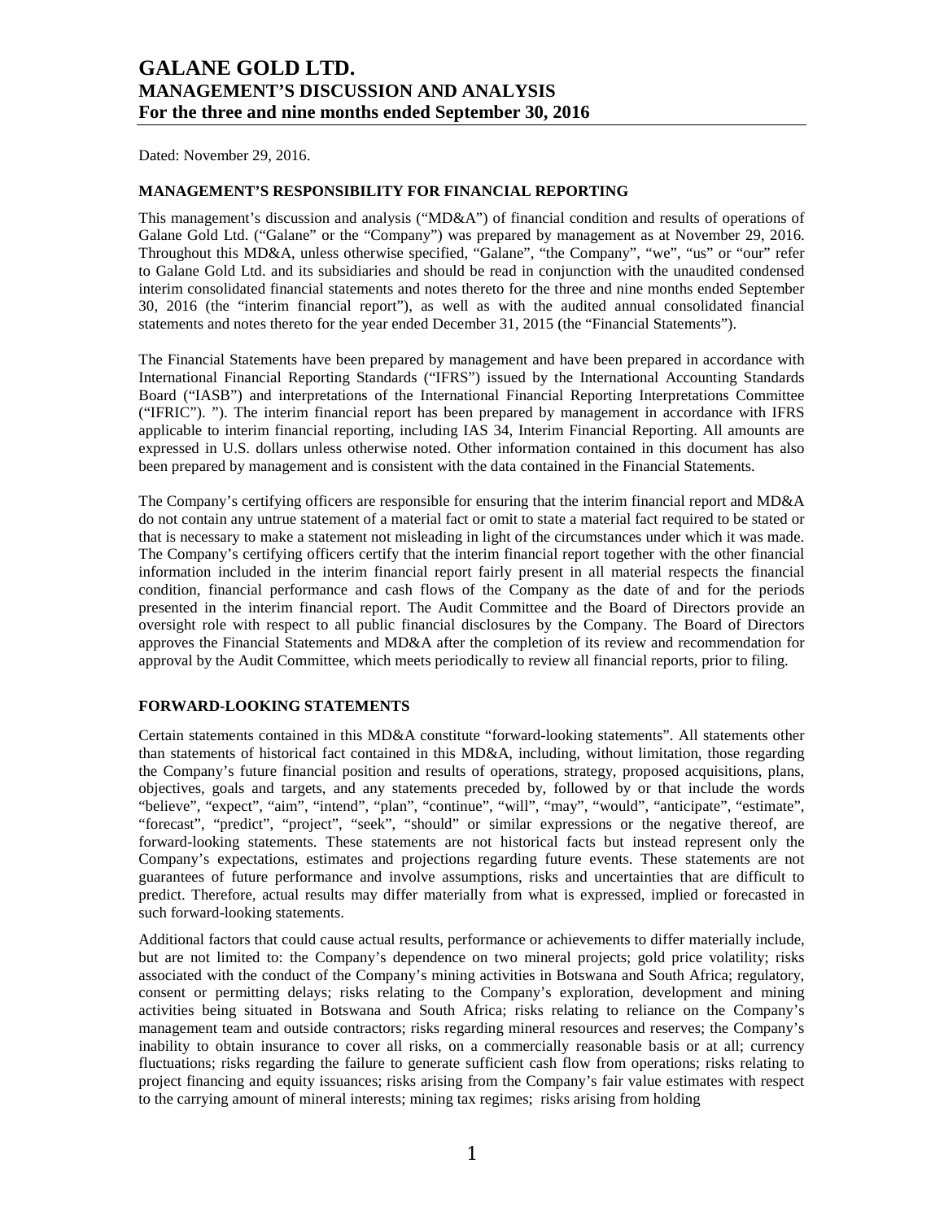# GALANE GOLD LTD.
# MANAGEMENT'S DISCUSSION AND ANALYSIS
# For the three and nine months ended September 30, 2016

Dated: November 29, 2016.

## MANAGEMENT'S RESPONSIBILITY FOR FINANCIAL REPORTING

This management's discussion and analysis ("MD&A") of financial condition and results of operations of Galane Gold Ltd. ("Galane" or the "Company") was prepared by management as at November 29, 2016. Throughout this MD&A, unless otherwise specified, "Galane", "the Company", "we", "us" or "our" refer to Galane Gold Ltd. and its subsidiaries and should be read in conjunction with the unaudited condensed interim consolidated financial statements and notes thereto for the three and nine months ended September 30, 2016 (the "interim financial report"), as well as with the audited annual consolidated financial statements and notes thereto for the year ended December 31, 2015 (the "Financial Statements").

The Financial Statements have been prepared by management and have been prepared in accordance with International Financial Reporting Standards ("IFRS") issued by the International Accounting Standards Board ("IASB") and interpretations of the International Financial Reporting Interpretations Committee ("IFRIC"). "). The interim financial report has been prepared by management in accordance with IFRS applicable to interim financial reporting, including IAS 34, Interim Financial Reporting. All amounts are expressed in U.S. dollars unless otherwise noted. Other information contained in this document has also been prepared by management and is consistent with the data contained in the Financial Statements.

The Company's certifying officers are responsible for ensuring that the interim financial report and MD&A do not contain any untrue statement of a material fact or omit to state a material fact required to be stated or that is necessary to make a statement not misleading in light of the circumstances under which it was made. The Company's certifying officers certify that the interim financial report together with the other financial information included in the interim financial report fairly present in all material respects the financial condition, financial performance and cash flows of the Company as the date of and for the periods presented in the interim financial report. The Audit Committee and the Board of Directors provide an oversight role with respect to all public financial disclosures by the Company. The Board of Directors approves the Financial Statements and MD&A after the completion of its review and recommendation for approval by the Audit Committee, which meets periodically to review all financial reports, prior to filing.

## FORWARD-LOOKING STATEMENTS

Certain statements contained in this MD&A constitute "forward-looking statements". All statements other than statements of historical fact contained in this MD&A, including, without limitation, those regarding the Company's future financial position and results of operations, strategy, proposed acquisitions, plans, objectives, goals and targets, and any statements preceded by, followed by or that include the words "believe", "expect", "aim", "intend", "plan", "continue", "will", "may", "would", "anticipate", "estimate", "forecast", "predict", "project", "seek", "should" or similar expressions or the negative thereof, are forward-looking statements. These statements are not historical facts but instead represent only the Company's expectations, estimates and projections regarding future events. These statements are not guarantees of future performance and involve assumptions, risks and uncertainties that are difficult to predict. Therefore, actual results may differ materially from what is expressed, implied or forecasted in such forward-looking statements.

Additional factors that could cause actual results, performance or achievements to differ materially include, but are not limited to: the Company's dependence on two mineral projects; gold price volatility; risks associated with the conduct of the Company's mining activities in Botswana and South Africa; regulatory, consent or permitting delays; risks relating to the Company's exploration, development and mining activities being situated in Botswana and South Africa; risks relating to reliance on the Company's management team and outside contractors; risks regarding mineral resources and reserves; the Company's inability to obtain insurance to cover all risks, on a commercially reasonable basis or at all; currency fluctuations; risks regarding the failure to generate sufficient cash flow from operations; risks relating to project financing and equity issuances; risks arising from the Company's fair value estimates with respect to the carrying amount of mineral interests; mining tax regimes; risks arising from holding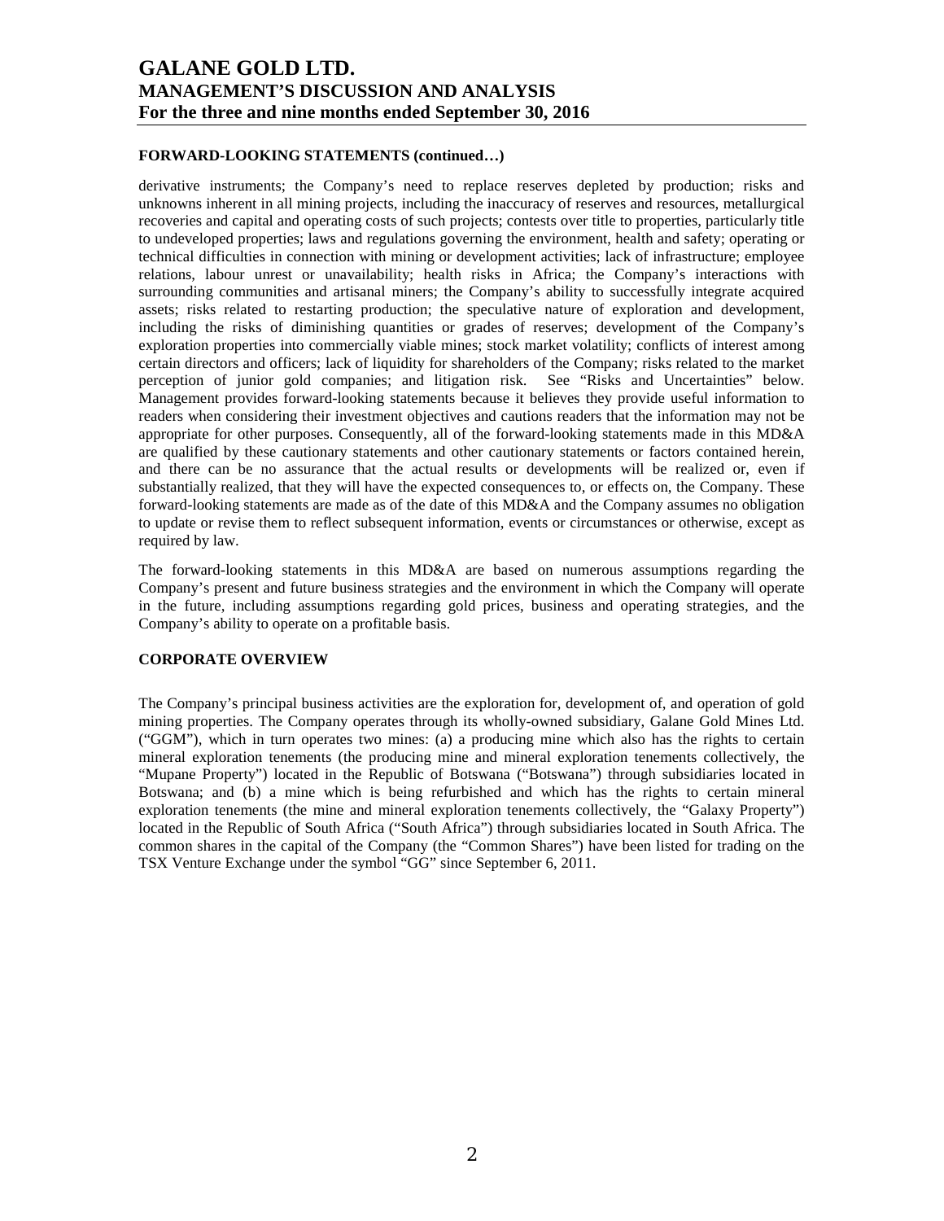### FORWARD-LOOKING STATEMENTS (continued…)

derivative instruments; the Company's need to replace reserves depleted by production; risks and unknowns inherent in all mining projects, including the inaccuracy of reserves and resources, metallurgical recoveries and capital and operating costs of such projects; contests over title to properties, particularly title to undeveloped properties; laws and regulations governing the environment, health and safety; operating or technical difficulties in connection with mining or development activities; lack of infrastructure; employee relations, labour unrest or unavailability; health risks in Africa; the Company's interactions with surrounding communities and artisanal miners; the Company's ability to successfully integrate acquired assets; risks related to restarting production; the speculative nature of exploration and development, including the risks of diminishing quantities or grades of reserves; development of the Company's exploration properties into commercially viable mines; stock market volatility; conflicts of interest among certain directors and officers; lack of liquidity for shareholders of the Company; risks related to the market perception of junior gold companies; and litigation risk. See "Risks and Uncertainties" below. Management provides forward-looking statements because it believes they provide useful information to readers when considering their investment objectives and cautions readers that the information may not be appropriate for other purposes. Consequently, all of the forward-looking statements made in this MD&A are qualified by these cautionary statements and other cautionary statements or factors contained herein, and there can be no assurance that the actual results or developments will be realized or, even if substantially realized, that they will have the expected consequences to, or effects on, the Company. These forward-looking statements are made as of the date of this MD&A and the Company assumes no obligation to update or revise them to reflect subsequent information, events or circumstances or otherwise, except as required by law.

The forward-looking statements in this MD&A are based on numerous assumptions regarding the Company's present and future business strategies and the environment in which the Company will operate in the future, including assumptions regarding gold prices, business and operating strategies, and the Company's ability to operate on a profitable basis.

### CORPORATE OVERVIEW

The Company's principal business activities are the exploration for, development of, and operation of gold mining properties. The Company operates through its wholly-owned subsidiary, Galane Gold Mines Ltd. ("GGM"), which in turn operates two mines: (a) a producing mine which also has the rights to certain mineral exploration tenements (the producing mine and mineral exploration tenements collectively, the "Mupane Property") located in the Republic of Botswana ("Botswana") through subsidiaries located in Botswana; and (b) a mine which is being refurbished and which has the rights to certain mineral exploration tenements (the mine and mineral exploration tenements collectively, the "Galaxy Property") located in the Republic of South Africa ("South Africa") through subsidiaries located in South Africa. The common shares in the capital of the Company (the "Common Shares") have been listed for trading on the TSX Venture Exchange under the symbol "GG" since September 6, 2011.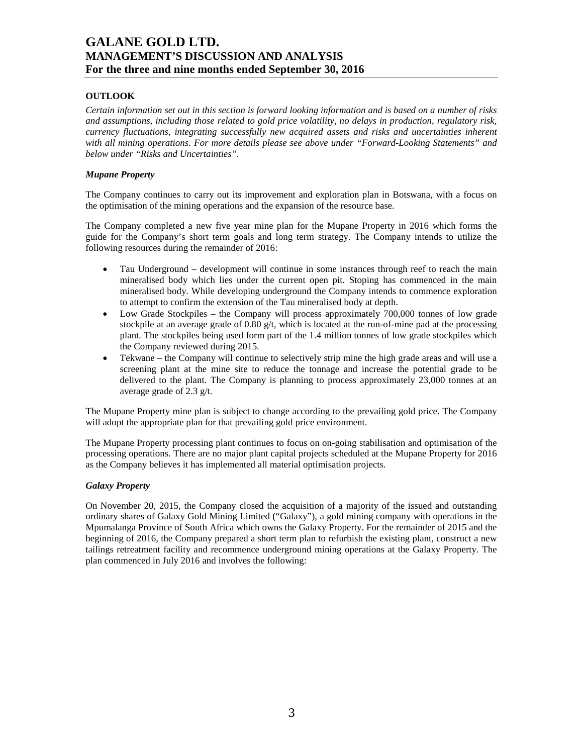## OUTLOOK

*Certain information set out in this section is forward looking information and is based on a number of risks and assumptions, including those related to gold price volatility, no delays in production, regulatory risk, currency fluctuations, integrating successfully new acquired assets and risks and uncertainties inherent with all mining operations. For more details please see above under "Forward-Looking Statements" and below under "Risks and Uncertainties".*

### *Mupane Property*

The Company continues to carry out its improvement and exploration plan in Botswana, with a focus on the optimisation of the mining operations and the expansion of the resource base.

The Company completed a new five year mine plan for the Mupane Property in 2016 which forms the guide for the Company's short term goals and long term strategy. The Company intends to utilize the following resources during the remainder of 2016:

- Tau Underground – development will continue in some instances through reef to reach the main mineralised body which lies under the current open pit. Stoping has commenced in the main mineralised body. While developing underground the Company intends to commence exploration to attempt to confirm the extension of the Tau mineralised body at depth.
- Low Grade Stockpiles – the Company will process approximately 700,000 tonnes of low grade stockpile at an average grade of 0.80 g/t, which is located at the run-of-mine pad at the processing plant. The stockpiles being used form part of the 1.4 million tonnes of low grade stockpiles which the Company reviewed during 2015.
- Tekwane – the Company will continue to selectively strip mine the high grade areas and will use a screening plant at the mine site to reduce the tonnage and increase the potential grade to be delivered to the plant. The Company is planning to process approximately 23,000 tonnes at an average grade of 2.3 g/t.

The Mupane Property mine plan is subject to change according to the prevailing gold price. The Company will adopt the appropriate plan for that prevailing gold price environment.

The Mupane Property processing plant continues to focus on on-going stabilisation and optimisation of the processing operations. There are no major plant capital projects scheduled at the Mupane Property for 2016 as the Company believes it has implemented all material optimisation projects.

### *Galaxy Property*

On November 20, 2015, the Company closed the acquisition of a majority of the issued and outstanding ordinary shares of Galaxy Gold Mining Limited ("Galaxy"), a gold mining company with operations in the Mpumalanga Province of South Africa which owns the Galaxy Property. For the remainder of 2015 and the beginning of 2016, the Company prepared a short term plan to refurbish the existing plant, construct a new tailings retreatment facility and recommence underground mining operations at the Galaxy Property. The plan commenced in July 2016 and involves the following: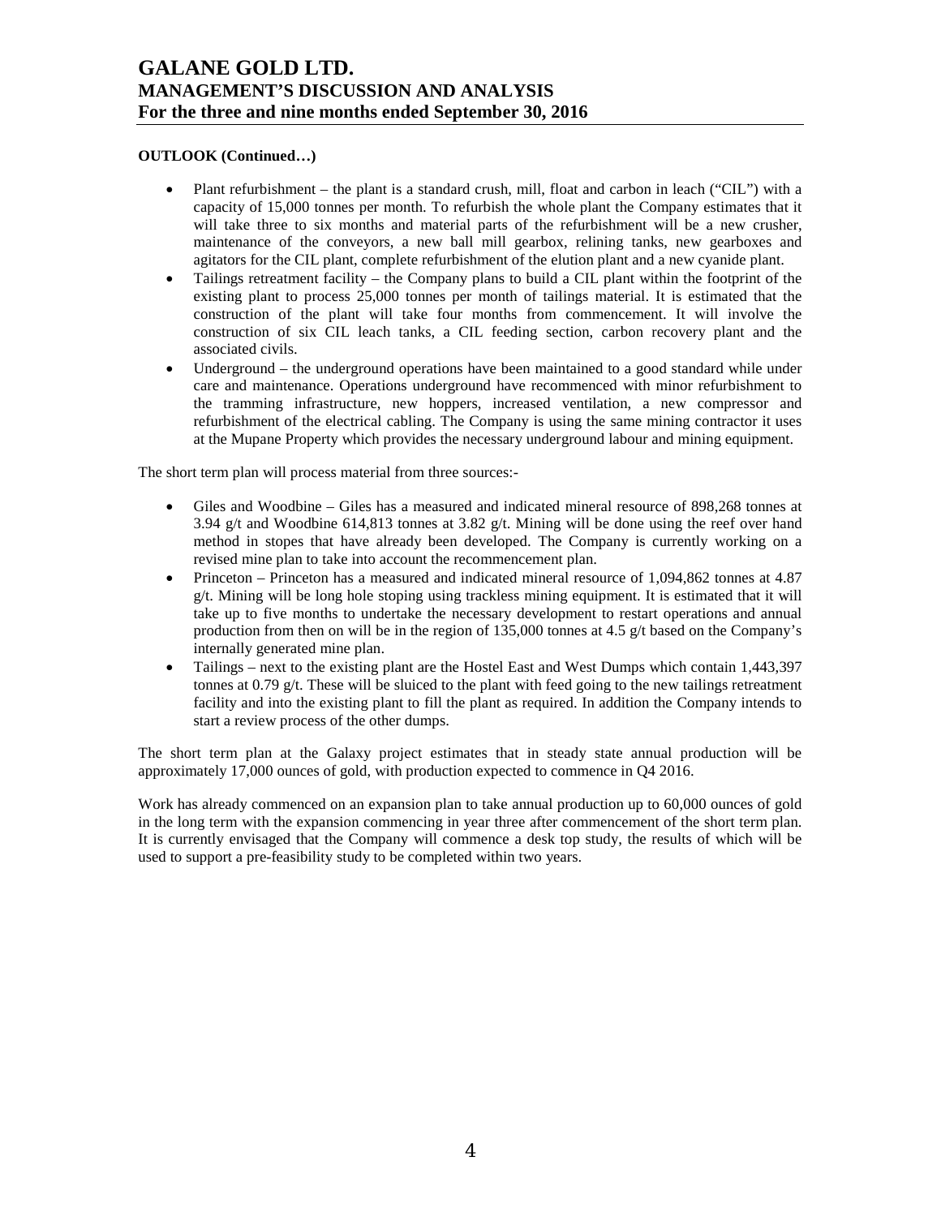**OUTLOOK (Continued…)**

- Plant refurbishment – the plant is a standard crush, mill, float and carbon in leach ("CIL") with a capacity of 15,000 tonnes per month. To refurbish the whole plant the Company estimates that it will take three to six months and material parts of the refurbishment will be a new crusher, maintenance of the conveyors, a new ball mill gearbox, relining tanks, new gearboxes and agitators for the CIL plant, complete refurbishment of the elution plant and a new cyanide plant.
- Tailings retreatment facility – the Company plans to build a CIL plant within the footprint of the existing plant to process 25,000 tonnes per month of tailings material. It is estimated that the construction of the plant will take four months from commencement. It will involve the construction of six CIL leach tanks, a CIL feeding section, carbon recovery plant and the associated civils.
- Underground – the underground operations have been maintained to a good standard while under care and maintenance. Operations underground have recommenced with minor refurbishment to the tramming infrastructure, new hoppers, increased ventilation, a new compressor and refurbishment of the electrical cabling. The Company is using the same mining contractor it uses at the Mupane Property which provides the necessary underground labour and mining equipment.

The short term plan will process material from three sources:-

- Giles and Woodbine – Giles has a measured and indicated mineral resource of 898,268 tonnes at 3.94 g/t and Woodbine 614,813 tonnes at 3.82 g/t. Mining will be done using the reef over hand method in stopes that have already been developed. The Company is currently working on a revised mine plan to take into account the recommencement plan.
- Princeton – Princeton has a measured and indicated mineral resource of 1,094,862 tonnes at 4.87 g/t. Mining will be long hole stoping using trackless mining equipment. It is estimated that it will take up to five months to undertake the necessary development to restart operations and annual production from then on will be in the region of 135,000 tonnes at 4.5 g/t based on the Company's internally generated mine plan.
- Tailings – next to the existing plant are the Hostel East and West Dumps which contain 1,443,397 tonnes at 0.79 g/t. These will be sluiced to the plant with feed going to the new tailings retreatment facility and into the existing plant to fill the plant as required. In addition the Company intends to start a review process of the other dumps.

The short term plan at the Galaxy project estimates that in steady state annual production will be approximately 17,000 ounces of gold, with production expected to commence in Q4 2016.

Work has already commenced on an expansion plan to take annual production up to 60,000 ounces of gold in the long term with the expansion commencing in year three after commencement of the short term plan. It is currently envisaged that the Company will commence a desk top study, the results of which will be used to support a pre-feasibility study to be completed within two years.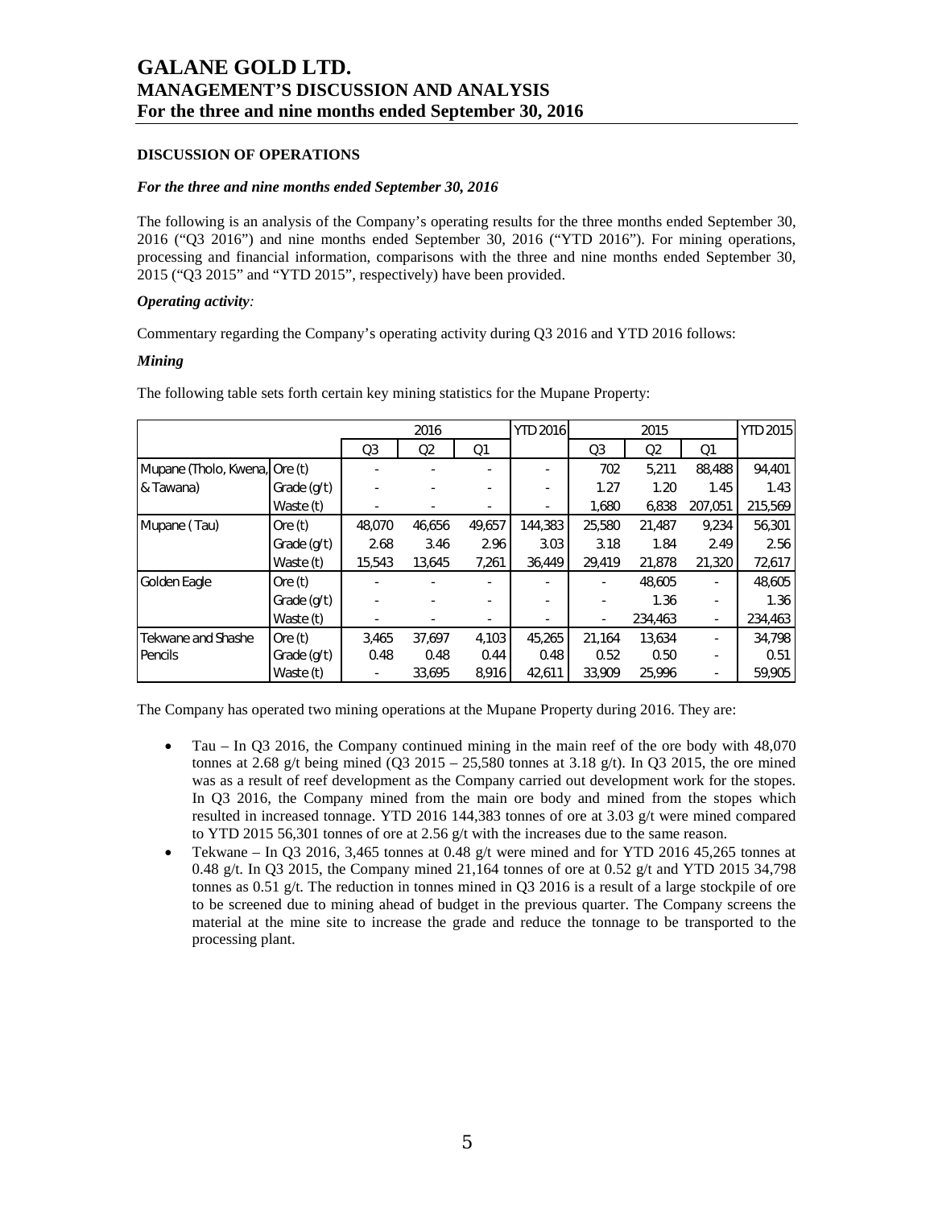## DISCUSSION OF OPERATIONS

### *For the three and nine months ended September 30, 2016*

The following is an analysis of the Company's operating results for the three months ended September 30, 2016 ("Q3 2016") and nine months ended September 30, 2016 ("YTD 2016"). For mining operations, processing and financial information, comparisons with the three and nine months ended September 30, 2015 ("Q3 2015" and "YTD 2015", respectively) have been provided.

***Operating activity:***

Commentary regarding the Company's operating activity during Q3 2016 and YTD 2016 follows:

***Mining***

The following table sets forth certain key mining statistics for the Mupane Property:

| | | 2016 | | | YTD 2016 | 2015 | | | YTD 2015 |
|---|---|---|---|---|---|---|---|---|---|
| | | Q3 | Q2 | Q1 | | Q3 | Q2 | Q1 | |
| Mupane (Tholo, Kwena, & Tawana) | Ore (t) | - | - | - | - | 702 | 5,211 | 88,488 | 94,401 |
| | Grade (g/t) | - | - | - | - | 1.27 | 1.20 | 1.45 | 1.43 |
| | Waste (t) | - | - | - | - | 1,680 | 6,838 | 207,051 | 215,569 |
| Mupane ( Tau) | Ore (t) | 48,070 | 46,656 | 49,657 | 144,383 | 25,580 | 21,487 | 9,234 | 56,301 |
| | Grade (g/t) | 2.68 | 3.46 | 2.96 | 3.03 | 3.18 | 1.84 | 2.49 | 2.56 |
| | Waste (t) | 15,543 | 13,645 | 7,261 | 36,449 | 29,419 | 21,878 | 21,320 | 72,617 |
| Golden Eagle | Ore (t) | - | - | - | - | - | 48,605 | - | 48,605 |
| | Grade (g/t) | - | - | - | - | - | 1.36 | - | 1.36 |
| | Waste (t) | - | - | - | - | - | 234,463 | - | 234,463 |
| Tekwane and Shashe Pencils | Ore (t) | 3,465 | 37,697 | 4,103 | 45,265 | 21,164 | 13,634 | - | 34,798 |
| | Grade (g/t) | 0.48 | 0.48 | 0.44 | 0.48 | 0.52 | 0.50 | - | 0.51 |
| | Waste (t) | - | 33,695 | 8,916 | 42,611 | 33,909 | 25,996 | - | 59,905 |

The Company has operated two mining operations at the Mupane Property during 2016. They are:

- Tau – In Q3 2016, the Company continued mining in the main reef of the ore body with 48,070 tonnes at 2.68 g/t being mined (Q3 2015 – 25,580 tonnes at 3.18 g/t). In Q3 2015, the ore mined was as a result of reef development as the Company carried out development work for the stopes. In Q3 2016, the Company mined from the main ore body and mined from the stopes which resulted in increased tonnage. YTD 2016 144,383 tonnes of ore at 3.03 g/t were mined compared to YTD 2015 56,301 tonnes of ore at 2.56 g/t with the increases due to the same reason.
- Tekwane – In Q3 2016, 3,465 tonnes at 0.48 g/t were mined and for YTD 2016 45,265 tonnes at 0.48 g/t. In Q3 2015, the Company mined 21,164 tonnes of ore at 0.52 g/t and YTD 2015 34,798 tonnes as 0.51 g/t. The reduction in tonnes mined in Q3 2016 is a result of a large stockpile of ore to be screened due to mining ahead of budget in the previous quarter. The Company screens the material at the mine site to increase the grade and reduce the tonnage to be transported to the processing plant.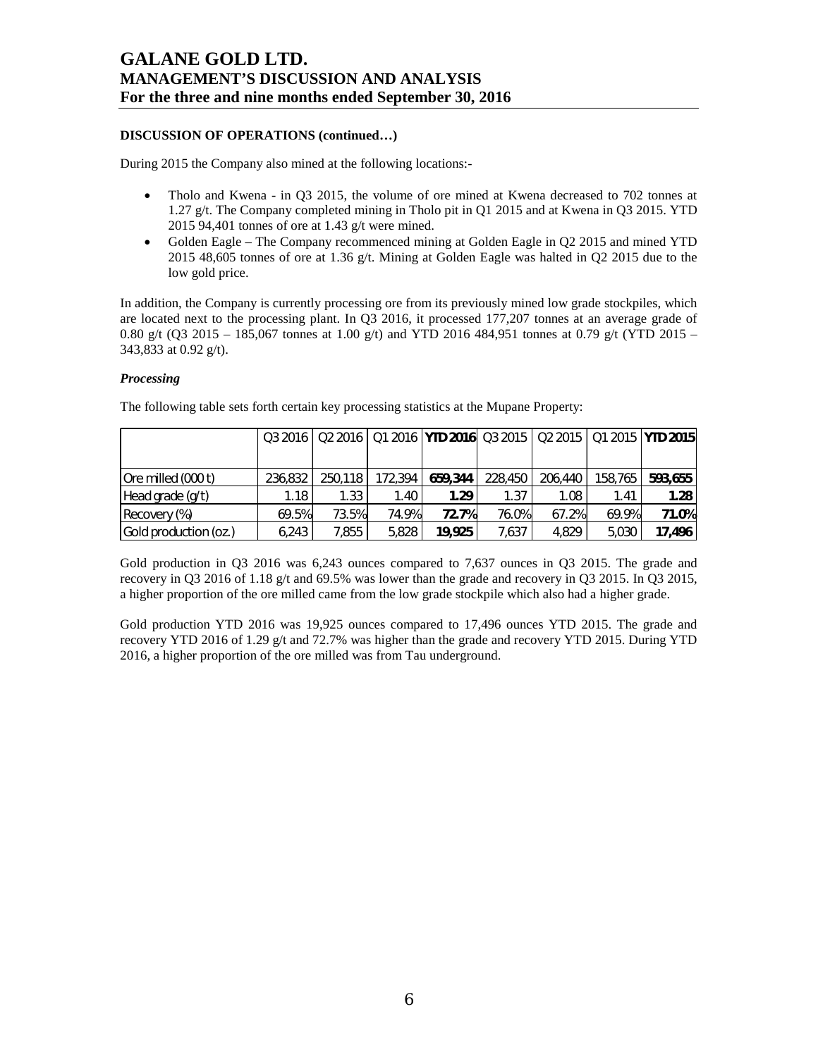**DISCUSSION OF OPERATIONS (continued…)**

During 2015 the Company also mined at the following locations:-

- Tholo and Kwena - in Q3 2015, the volume of ore mined at Kwena decreased to 702 tonnes at 1.27 g/t. The Company completed mining in Tholo pit in Q1 2015 and at Kwena in Q3 2015. YTD 2015 94,401 tonnes of ore at 1.43 g/t were mined.
- Golden Eagle – The Company recommenced mining at Golden Eagle in Q2 2015 and mined YTD 2015 48,605 tonnes of ore at 1.36 g/t. Mining at Golden Eagle was halted in Q2 2015 due to the low gold price.

In addition, the Company is currently processing ore from its previously mined low grade stockpiles, which are located next to the processing plant. In Q3 2016, it processed 177,207 tonnes at an average grade of 0.80 g/t (Q3 2015 – 185,067 tonnes at 1.00 g/t) and YTD 2016 484,951 tonnes at 0.79 g/t (YTD 2015 – 343,833 at 0.92 g/t).

### *Processing*

The following table sets forth certain key processing statistics at the Mupane Property:

| | Q3 2016 | Q2 2016 | Q1 2016 | **YTD 2016** | Q3 2015 | Q2 2015 | Q1 2015 | **YTD 2015** |
|---|---|---|---|---|---|---|---|---|
| Ore milled (000 t) | 236,832 | 250,118 | 172,394 | **659,344** | 228,450 | 206,440 | 158,765 | **593,655** |
| Head grade (g/t) | 1.18 | 1.33 | 1.40 | **1.29** | 1.37 | 1.08 | 1.41 | **1.28** |
| Recovery (%) | 69.5% | 73.5% | 74.9% | **72.7%** | 76.0% | 67.2% | 69.9% | **71.0%** |
| Gold production (oz.) | 6,243 | 7,855 | 5,828 | **19,925** | 7,637 | 4,829 | 5,030 | **17,496** |

Gold production in Q3 2016 was 6,243 ounces compared to 7,637 ounces in Q3 2015. The grade and recovery in Q3 2016 of 1.18 g/t and 69.5% was lower than the grade and recovery in Q3 2015. In Q3 2015, a higher proportion of the ore milled came from the low grade stockpile which also had a higher grade.

Gold production YTD 2016 was 19,925 ounces compared to 17,496 ounces YTD 2015. The grade and recovery YTD 2016 of 1.29 g/t and 72.7% was higher than the grade and recovery YTD 2015. During YTD 2016, a higher proportion of the ore milled was from Tau underground.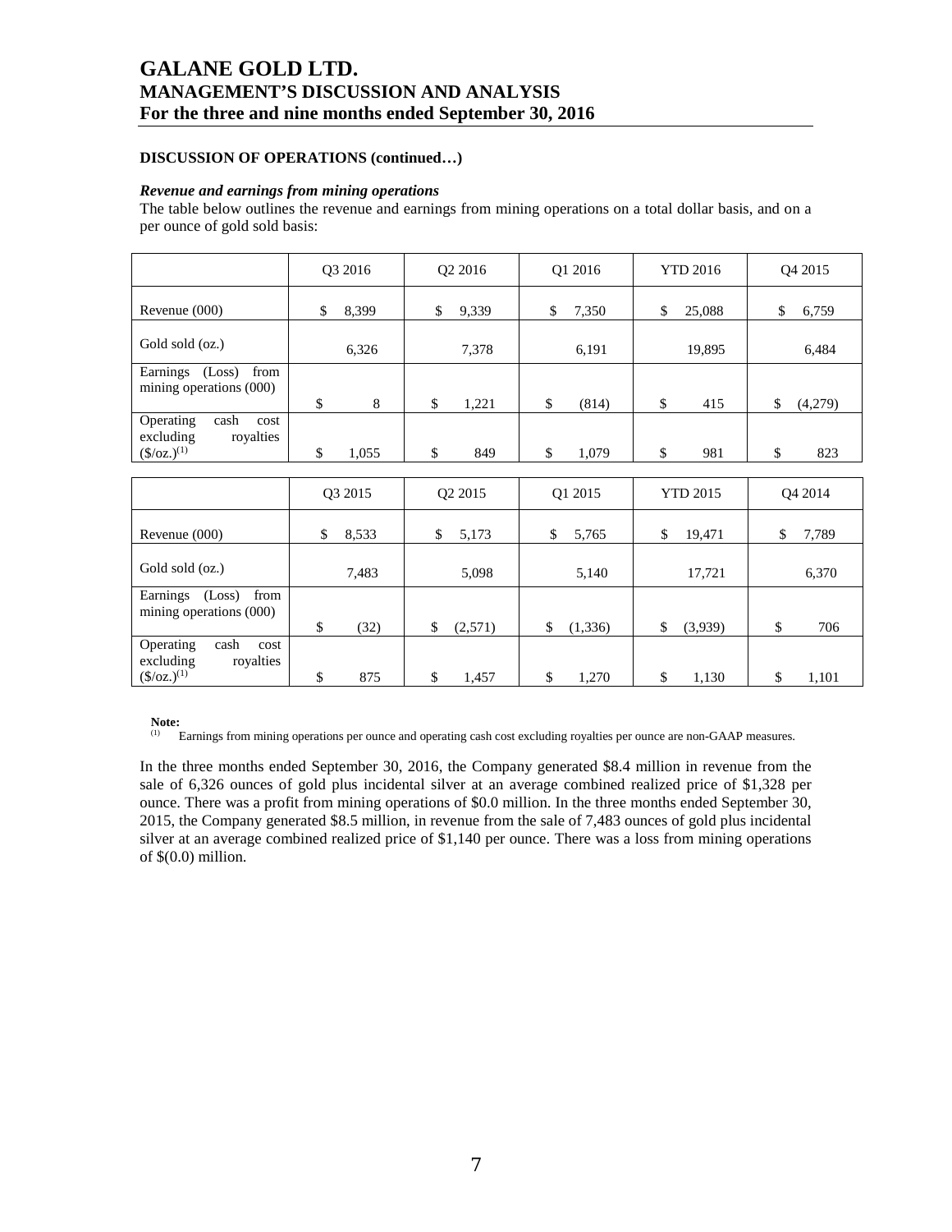**DISCUSSION OF OPERATIONS (continued…)**

***Revenue and earnings from mining operations***

The table below outlines the revenue and earnings from mining operations on a total dollar basis, and on a per ounce of gold sold basis:

| | Q3 2016 | Q2 2016 | Q1 2016 | YTD 2016 | Q4 2015 |
|---|---|---|---|---|---|
| Revenue (000) | $ 8,399 | $ 9,339 | $ 7,350 | $ 25,088 | $ 6,759 |
| Gold sold (oz.) | 6,326 | 7,378 | 6,191 | 19,895 | 6,484 |
| Earnings (Loss) from mining operations (000) | $ 8 | $ 1,221 | $ (814) | $ 415 | $ (4,279) |
| Operating cash cost excluding royalties ($/oz.)(1) | $ 1,055 | $ 849 | $ 1,079 | $ 981 | $ 823 |

| | Q3 2015 | Q2 2015 | Q1 2015 | YTD 2015 | Q4 2014 |
|---|---|---|---|---|---|
| Revenue (000) | $ 8,533 | $ 5,173 | $ 5,765 | $ 19,471 | $ 7,789 |
| Gold sold (oz.) | 7,483 | 5,098 | 5,140 | 17,721 | 6,370 |
| Earnings (Loss) from mining operations (000) | $ (32) | $ (2,571) | $ (1,336) | $ (3,939) | $ 706 |
| Operating cash cost excluding royalties ($/oz.)(1) | $ 875 | $ 1,457 | $ 1,270 | $ 1,130 | $ 1,101 |

**Note:**
(1) Earnings from mining operations per ounce and operating cash cost excluding royalties per ounce are non-GAAP measures.

In the three months ended September 30, 2016, the Company generated $8.4 million in revenue from the sale of 6,326 ounces of gold plus incidental silver at an average combined realized price of $1,328 per ounce. There was a profit from mining operations of $0.0 million. In the three months ended September 30, 2015, the Company generated $8.5 million, in revenue from the sale of 7,483 ounces of gold plus incidental silver at an average combined realized price of $1,140 per ounce. There was a loss from mining operations of $(0.0) million.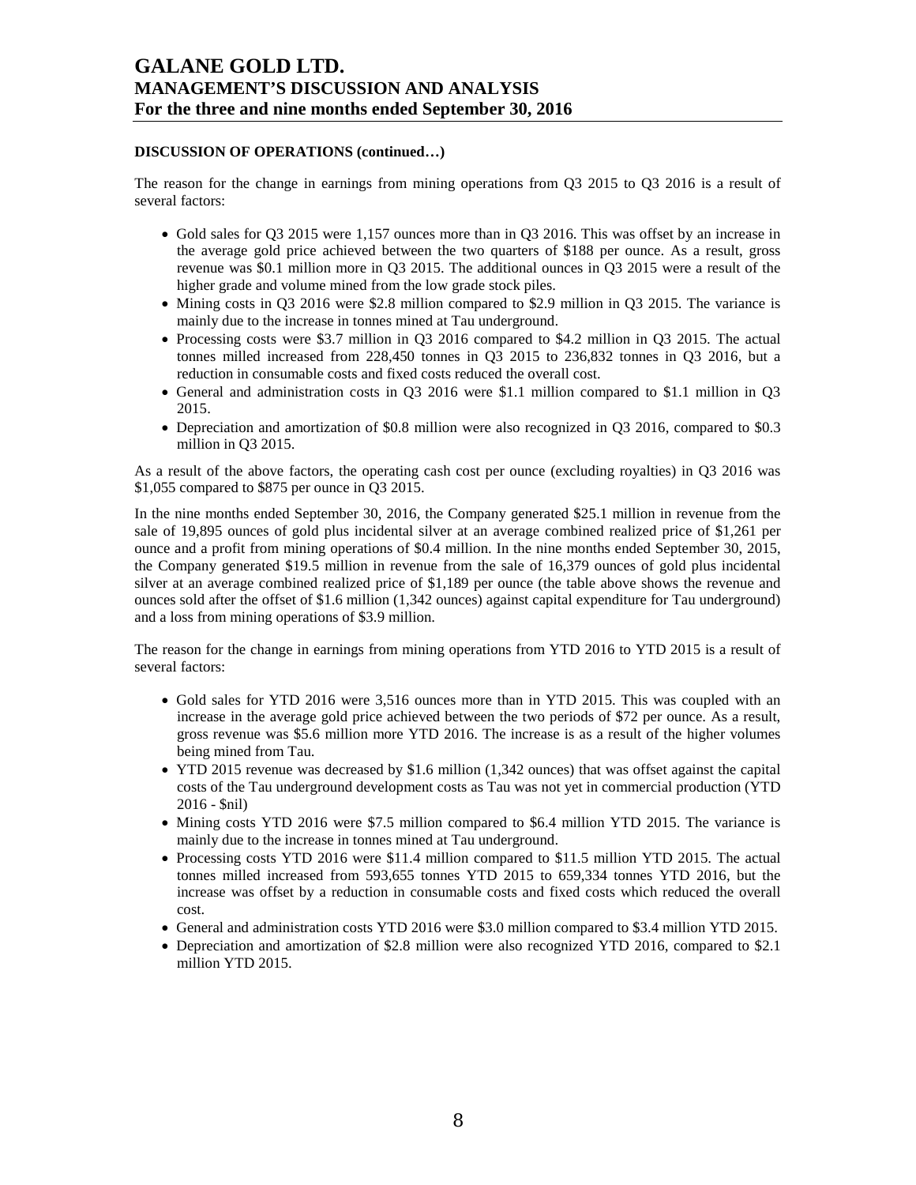**DISCUSSION OF OPERATIONS (continued…)**

The reason for the change in earnings from mining operations from Q3 2015 to Q3 2016 is a result of several factors:

- Gold sales for Q3 2015 were 1,157 ounces more than in Q3 2016. This was offset by an increase in the average gold price achieved between the two quarters of $188 per ounce. As a result, gross revenue was $0.1 million more in Q3 2015. The additional ounces in Q3 2015 were a result of the higher grade and volume mined from the low grade stock piles.
- Mining costs in Q3 2016 were $2.8 million compared to $2.9 million in Q3 2015. The variance is mainly due to the increase in tonnes mined at Tau underground.
- Processing costs were $3.7 million in Q3 2016 compared to $4.2 million in Q3 2015. The actual tonnes milled increased from 228,450 tonnes in Q3 2015 to 236,832 tonnes in Q3 2016, but a reduction in consumable costs and fixed costs reduced the overall cost.
- General and administration costs in Q3 2016 were $1.1 million compared to $1.1 million in Q3 2015.
- Depreciation and amortization of $0.8 million were also recognized in Q3 2016, compared to $0.3 million in Q3 2015.

As a result of the above factors, the operating cash cost per ounce (excluding royalties) in Q3 2016 was $1,055 compared to $875 per ounce in Q3 2015.

In the nine months ended September 30, 2016, the Company generated $25.1 million in revenue from the sale of 19,895 ounces of gold plus incidental silver at an average combined realized price of $1,261 per ounce and a profit from mining operations of $0.4 million. In the nine months ended September 30, 2015, the Company generated $19.5 million in revenue from the sale of 16,379 ounces of gold plus incidental silver at an average combined realized price of $1,189 per ounce (the table above shows the revenue and ounces sold after the offset of $1.6 million (1,342 ounces) against capital expenditure for Tau underground) and a loss from mining operations of $3.9 million.

The reason for the change in earnings from mining operations from YTD 2016 to YTD 2015 is a result of several factors:

- Gold sales for YTD 2016 were 3,516 ounces more than in YTD 2015. This was coupled with an increase in the average gold price achieved between the two periods of $72 per ounce. As a result, gross revenue was $5.6 million more YTD 2016. The increase is as a result of the higher volumes being mined from Tau.
- YTD 2015 revenue was decreased by $1.6 million (1,342 ounces) that was offset against the capital costs of the Tau underground development costs as Tau was not yet in commercial production (YTD 2016 - $nil)
- Mining costs YTD 2016 were $7.5 million compared to $6.4 million YTD 2015. The variance is mainly due to the increase in tonnes mined at Tau underground.
- Processing costs YTD 2016 were $11.4 million compared to $11.5 million YTD 2015. The actual tonnes milled increased from 593,655 tonnes YTD 2015 to 659,334 tonnes YTD 2016, but the increase was offset by a reduction in consumable costs and fixed costs which reduced the overall cost.
- General and administration costs YTD 2016 were $3.0 million compared to $3.4 million YTD 2015.
- Depreciation and amortization of $2.8 million were also recognized YTD 2016, compared to $2.1 million YTD 2015.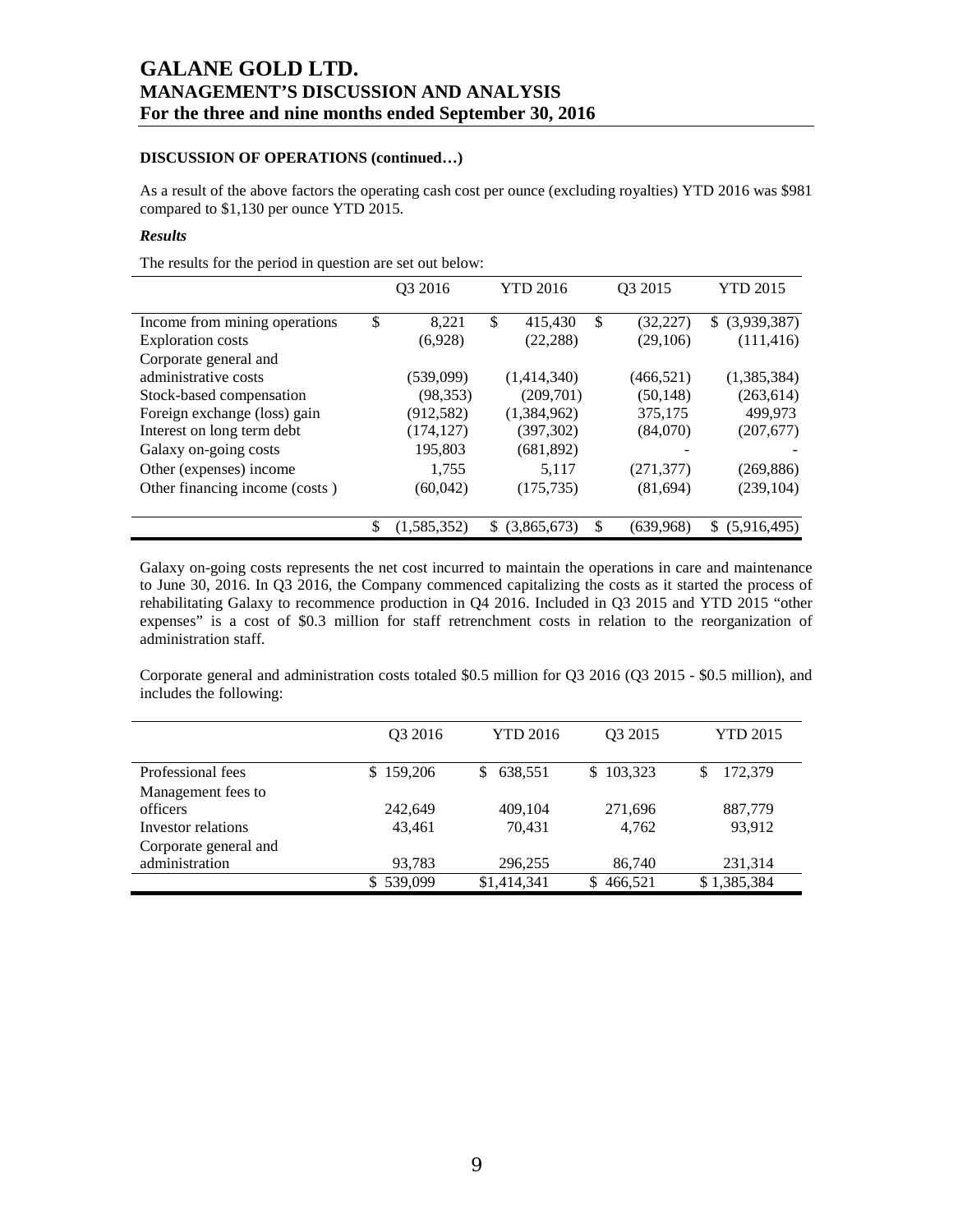**DISCUSSION OF OPERATIONS (continued…)**

As a result of the above factors the operating cash cost per ounce (excluding royalties) YTD 2016 was $981 compared to $1,130 per ounce YTD 2015.

***Results***

The results for the period in question are set out below:

| | Q3 2016 | YTD 2016 | Q3 2015 | YTD 2015 |
|---|---|---|---|---|
| Income from mining operations | $ 8,221 | $ 415,430 | $ (32,227) | $ (3,939,387) |
| Exploration costs | (6,928) | (22,288) | (29,106) | (111,416) |
| Corporate general and administrative costs | (539,099) | (1,414,340) | (466,521) | (1,385,384) |
| Stock-based compensation | (98,353) | (209,701) | (50,148) | (263,614) |
| Foreign exchange (loss) gain | (912,582) | (1,384,962) | 375,175 | 499,973 |
| Interest on long term debt | (174,127) | (397,302) | (84,070) | (207,677) |
| Galaxy on-going costs | 195,803 | (681,892) | - | - |
| Other (expenses) income | 1,755 | 5,117 | (271,377) | (269,886) |
| Other financing income (costs ) | (60,042) | (175,735) | (81,694) | (239,104) |
| | $ (1,585,352) | $ (3,865,673) | $ (639,968) | $ (5,916,495) |

Galaxy on-going costs represents the net cost incurred to maintain the operations in care and maintenance to June 30, 2016. In Q3 2016, the Company commenced capitalizing the costs as it started the process of rehabilitating Galaxy to recommence production in Q4 2016. Included in Q3 2015 and YTD 2015 "other expenses" is a cost of $0.3 million for staff retrenchment costs in relation to the reorganization of administration staff.

Corporate general and administration costs totaled $0.5 million for Q3 2016 (Q3 2015 - $0.5 million), and includes the following:

| | Q3 2016 | YTD 2016 | Q3 2015 | YTD 2015 |
|---|---|---|---|---|
| Professional fees | $ 159,206 | $ 638,551 | $ 103,323 | $ 172,379 |
| Management fees to officers | 242,649 | 409,104 | 271,696 | 887,779 |
| Investor relations | 43,461 | 70,431 | 4,762 | 93,912 |
| Corporate general and administration | 93,783 | 296,255 | 86,740 | 231,314 |
| | $ 539,099 | $1,414,341 | $ 466,521 | $ 1,385,384 |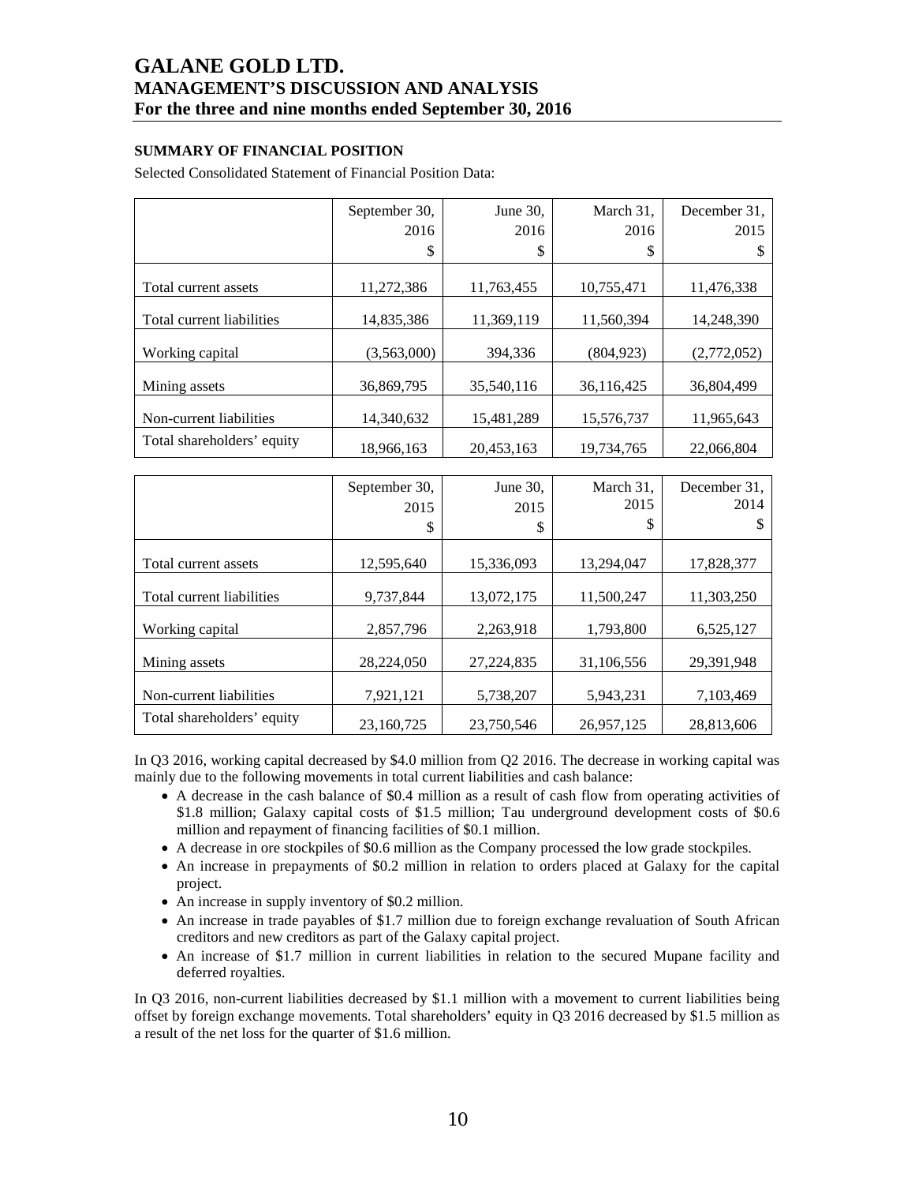## SUMMARY OF FINANCIAL POSITION

Selected Consolidated Statement of Financial Position Data:

| | September 30, 2016 $ | June 30, 2016 $ | March 31, 2016 $ | December 31, 2015 $ |
|---|---|---|---|---|
| Total current assets | 11,272,386 | 11,763,455 | 10,755,471 | 11,476,338 |
| Total current liabilities | 14,835,386 | 11,369,119 | 11,560,394 | 14,248,390 |
| Working capital | (3,563,000) | 394,336 | (804,923) | (2,772,052) |
| Mining assets | 36,869,795 | 35,540,116 | 36,116,425 | 36,804,499 |
| Non-current liabilities | 14,340,632 | 15,481,289 | 15,576,737 | 11,965,643 |
| Total shareholders' equity | 18,966,163 | 20,453,163 | 19,734,765 | 22,066,804 |

| | September 30, 2015 $ | June 30, 2015 $ | March 31, 2015 $ | December 31, 2014 $ |
|---|---|---|---|---|
| Total current assets | 12,595,640 | 15,336,093 | 13,294,047 | 17,828,377 |
| Total current liabilities | 9,737,844 | 13,072,175 | 11,500,247 | 11,303,250 |
| Working capital | 2,857,796 | 2,263,918 | 1,793,800 | 6,525,127 |
| Mining assets | 28,224,050 | 27,224,835 | 31,106,556 | 29,391,948 |
| Non-current liabilities | 7,921,121 | 5,738,207 | 5,943,231 | 7,103,469 |
| Total shareholders' equity | 23,160,725 | 23,750,546 | 26,957,125 | 28,813,606 |

In Q3 2016, working capital decreased by $4.0 million from Q2 2016. The decrease in working capital was mainly due to the following movements in total current liabilities and cash balance:

- A decrease in the cash balance of $0.4 million as a result of cash flow from operating activities of $1.8 million; Galaxy capital costs of $1.5 million; Tau underground development costs of $0.6 million and repayment of financing facilities of $0.1 million.
- A decrease in ore stockpiles of $0.6 million as the Company processed the low grade stockpiles.
- An increase in prepayments of $0.2 million in relation to orders placed at Galaxy for the capital project.
- An increase in supply inventory of $0.2 million.
- An increase in trade payables of $1.7 million due to foreign exchange revaluation of South African creditors and new creditors as part of the Galaxy capital project.
- An increase of $1.7 million in current liabilities in relation to the secured Mupane facility and deferred royalties.

In Q3 2016, non-current liabilities decreased by $1.1 million with a movement to current liabilities being offset by foreign exchange movements. Total shareholders' equity in Q3 2016 decreased by $1.5 million as a result of the net loss for the quarter of $1.6 million.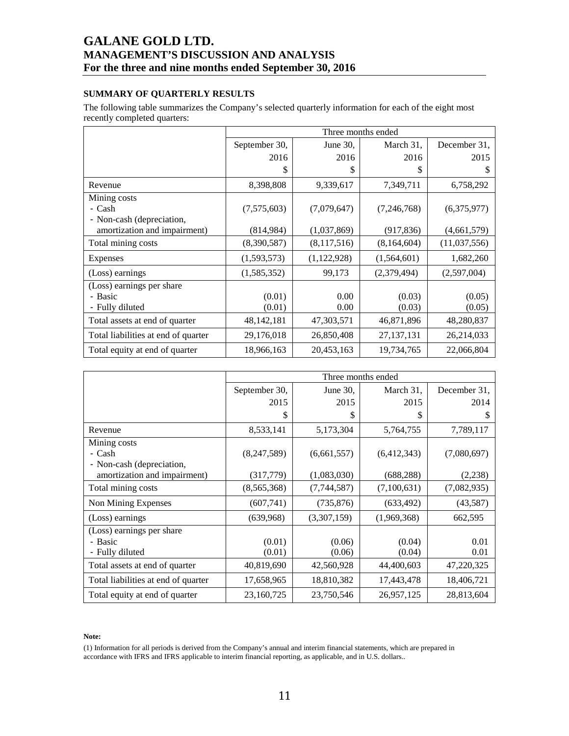## SUMMARY OF QUARTERLY RESULTS

The following table summarizes the Company's selected quarterly information for each of the eight most recently completed quarters:

| | Three months ended | | | |
|---|---|---|---|---|
| | September 30, 2016 $ | June 30, 2016 $ | March 31, 2016 $ | December 31, 2015 $ |
| Revenue | 8,398,808 | 9,339,617 | 7,349,711 | 6,758,292 |
| Mining costs | | | | |
| - Cash | (7,575,603) | (7,079,647) | (7,246,768) | (6,375,977) |
| - Non-cash (depreciation, amortization and impairment) | (814,984) | (1,037,869) | (917,836) | (4,661,579) |
| Total mining costs | (8,390,587) | (8,117,516) | (8,164,604) | (11,037,556) |
| Expenses | (1,593,573) | (1,122,928) | (1,564,601) | 1,682,260 |
| (Loss) earnings | (1,585,352) | 99,173 | (2,379,494) | (2,597,004) |
| (Loss) earnings per share | | | | |
| - Basic | (0.01) | 0.00 | (0.03) | (0.05) |
| - Fully diluted | (0.01) | 0.00 | (0.03) | (0.05) |
| Total assets at end of quarter | 48,142,181 | 47,303,571 | 46,871,896 | 48,280,837 |
| Total liabilities at end of quarter | 29,176,018 | 26,850,408 | 27,137,131 | 26,214,033 |
| Total equity at end of quarter | 18,966,163 | 20,453,163 | 19,734,765 | 22,066,804 |

| | Three months ended | | | |
|---|---|---|---|---|
| | September 30, 2015 $ | June 30, 2015 $ | March 31, 2015 $ | December 31, 2014 $ |
| Revenue | 8,533,141 | 5,173,304 | 5,764,755 | 7,789,117 |
| Mining costs | | | | |
| - Cash | (8,247,589) | (6,661,557) | (6,412,343) | (7,080,697) |
| - Non-cash (depreciation, amortization and impairment) | (317,779) | (1,083,030) | (688,288) | (2,238) |
| Total mining costs | (8,565,368) | (7,744,587) | (7,100,631) | (7,082,935) |
| Non Mining Expenses | (607,741) | (735,876) | (633,492) | (43,587) |
| (Loss) earnings | (639,968) | (3,307,159) | (1,969,368) | 662,595 |
| (Loss) earnings per share | | | | |
| - Basic | (0.01) | (0.06) | (0.04) | 0.01 |
| - Fully diluted | (0.01) | (0.06) | (0.04) | 0.01 |
| Total assets at end of quarter | 40,819,690 | 42,560,928 | 44,400,603 | 47,220,325 |
| Total liabilities at end of quarter | 17,658,965 | 18,810,382 | 17,443,478 | 18,406,721 |
| Total equity at end of quarter | 23,160,725 | 23,750,546 | 26,957,125 | 28,813,604 |

**Note:**

(1) Information for all periods is derived from the Company's annual and interim financial statements, which are prepared in accordance with IFRS and IFRS applicable to interim financial reporting, as applicable, and in U.S. dollars..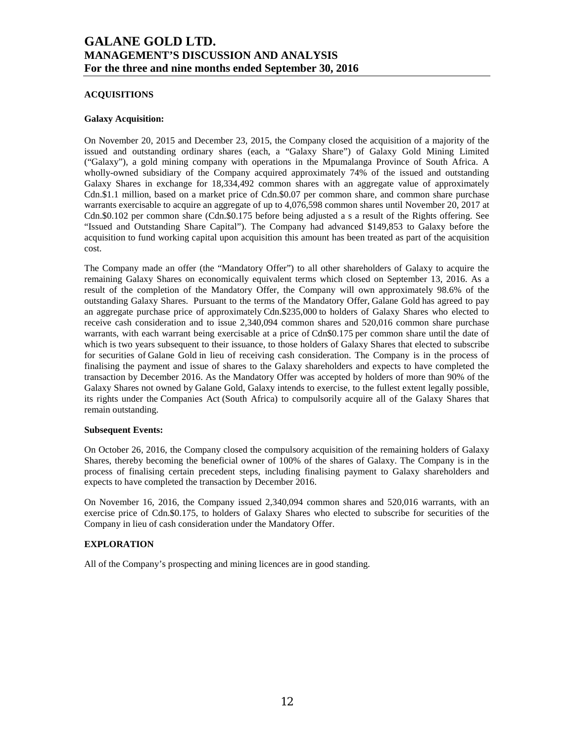## ACQUISITIONS

**Galaxy Acquisition:**

On November 20, 2015 and December 23, 2015, the Company closed the acquisition of a majority of the issued and outstanding ordinary shares (each, a "Galaxy Share") of Galaxy Gold Mining Limited ("Galaxy"), a gold mining company with operations in the Mpumalanga Province of South Africa. A wholly-owned subsidiary of the Company acquired approximately 74% of the issued and outstanding Galaxy Shares in exchange for 18,334,492 common shares with an aggregate value of approximately Cdn.$1.1 million, based on a market price of Cdn.$0.07 per common share, and common share purchase warrants exercisable to acquire an aggregate of up to 4,076,598 common shares until November 20, 2017 at Cdn.$0.102 per common share (Cdn.$0.175 before being adjusted a s a result of the Rights offering. See "Issued and Outstanding Share Capital"). The Company had advanced $149,853 to Galaxy before the acquisition to fund working capital upon acquisition this amount has been treated as part of the acquisition cost.

The Company made an offer (the "Mandatory Offer") to all other shareholders of Galaxy to acquire the remaining Galaxy Shares on economically equivalent terms which closed on September 13, 2016. As a result of the completion of the Mandatory Offer, the Company will own approximately 98.6% of the outstanding Galaxy Shares. Pursuant to the terms of the Mandatory Offer, Galane Gold has agreed to pay an aggregate purchase price of approximately Cdn.$235,000 to holders of Galaxy Shares who elected to receive cash consideration and to issue 2,340,094 common shares and 520,016 common share purchase warrants, with each warrant being exercisable at a price of Cdn$0.175 per common share until the date of which is two years subsequent to their issuance, to those holders of Galaxy Shares that elected to subscribe for securities of Galane Gold in lieu of receiving cash consideration. The Company is in the process of finalising the payment and issue of shares to the Galaxy shareholders and expects to have completed the transaction by December 2016. As the Mandatory Offer was accepted by holders of more than 90% of the Galaxy Shares not owned by Galane Gold, Galaxy intends to exercise, to the fullest extent legally possible, its rights under the Companies Act (South Africa) to compulsorily acquire all of the Galaxy Shares that remain outstanding.

**Subsequent Events:**

On October 26, 2016, the Company closed the compulsory acquisition of the remaining holders of Galaxy Shares, thereby becoming the beneficial owner of 100% of the shares of Galaxy. The Company is in the process of finalising certain precedent steps, including finalising payment to Galaxy shareholders and expects to have completed the transaction by December 2016.

On November 16, 2016, the Company issued 2,340,094 common shares and 520,016 warrants, with an exercise price of Cdn.$0.175, to holders of Galaxy Shares who elected to subscribe for securities of the Company in lieu of cash consideration under the Mandatory Offer.

## EXPLORATION

All of the Company's prospecting and mining licences are in good standing.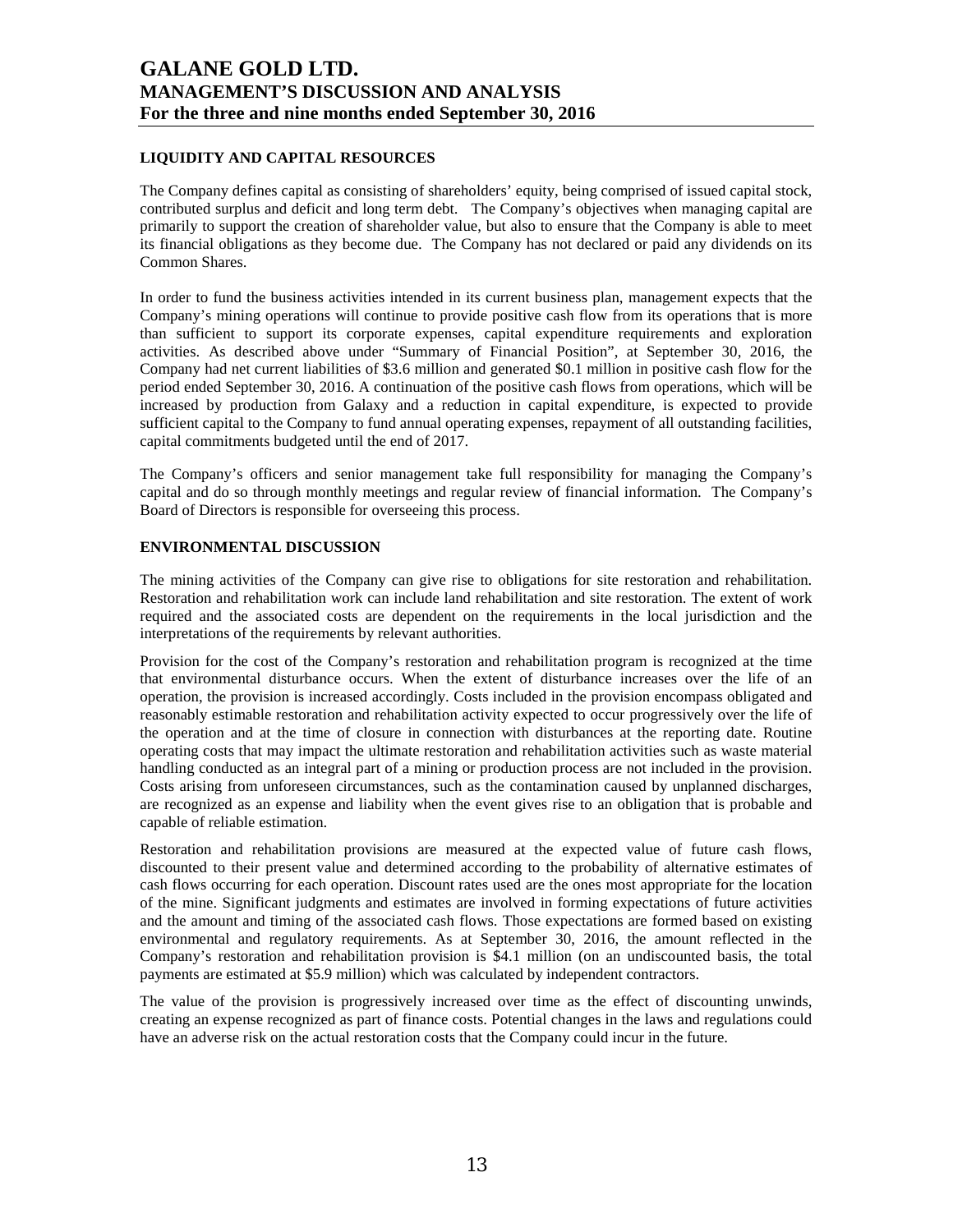## LIQUIDITY AND CAPITAL RESOURCES

The Company defines capital as consisting of shareholders' equity, being comprised of issued capital stock, contributed surplus and deficit and long term debt. The Company's objectives when managing capital are primarily to support the creation of shareholder value, but also to ensure that the Company is able to meet its financial obligations as they become due. The Company has not declared or paid any dividends on its Common Shares.

In order to fund the business activities intended in its current business plan, management expects that the Company's mining operations will continue to provide positive cash flow from its operations that is more than sufficient to support its corporate expenses, capital expenditure requirements and exploration activities. As described above under "Summary of Financial Position", at September 30, 2016, the Company had net current liabilities of $3.6 million and generated $0.1 million in positive cash flow for the period ended September 30, 2016. A continuation of the positive cash flows from operations, which will be increased by production from Galaxy and a reduction in capital expenditure, is expected to provide sufficient capital to the Company to fund annual operating expenses, repayment of all outstanding facilities, capital commitments budgeted until the end of 2017.

The Company's officers and senior management take full responsibility for managing the Company's capital and do so through monthly meetings and regular review of financial information. The Company's Board of Directors is responsible for overseeing this process.

## ENVIRONMENTAL DISCUSSION

The mining activities of the Company can give rise to obligations for site restoration and rehabilitation. Restoration and rehabilitation work can include land rehabilitation and site restoration. The extent of work required and the associated costs are dependent on the requirements in the local jurisdiction and the interpretations of the requirements by relevant authorities.

Provision for the cost of the Company's restoration and rehabilitation program is recognized at the time that environmental disturbance occurs. When the extent of disturbance increases over the life of an operation, the provision is increased accordingly. Costs included in the provision encompass obligated and reasonably estimable restoration and rehabilitation activity expected to occur progressively over the life of the operation and at the time of closure in connection with disturbances at the reporting date. Routine operating costs that may impact the ultimate restoration and rehabilitation activities such as waste material handling conducted as an integral part of a mining or production process are not included in the provision. Costs arising from unforeseen circumstances, such as the contamination caused by unplanned discharges, are recognized as an expense and liability when the event gives rise to an obligation that is probable and capable of reliable estimation.

Restoration and rehabilitation provisions are measured at the expected value of future cash flows, discounted to their present value and determined according to the probability of alternative estimates of cash flows occurring for each operation. Discount rates used are the ones most appropriate for the location of the mine. Significant judgments and estimates are involved in forming expectations of future activities and the amount and timing of the associated cash flows. Those expectations are formed based on existing environmental and regulatory requirements. As at September 30, 2016, the amount reflected in the Company's restoration and rehabilitation provision is $4.1 million (on an undiscounted basis, the total payments are estimated at $5.9 million) which was calculated by independent contractors.

The value of the provision is progressively increased over time as the effect of discounting unwinds, creating an expense recognized as part of finance costs. Potential changes in the laws and regulations could have an adverse risk on the actual restoration costs that the Company could incur in the future.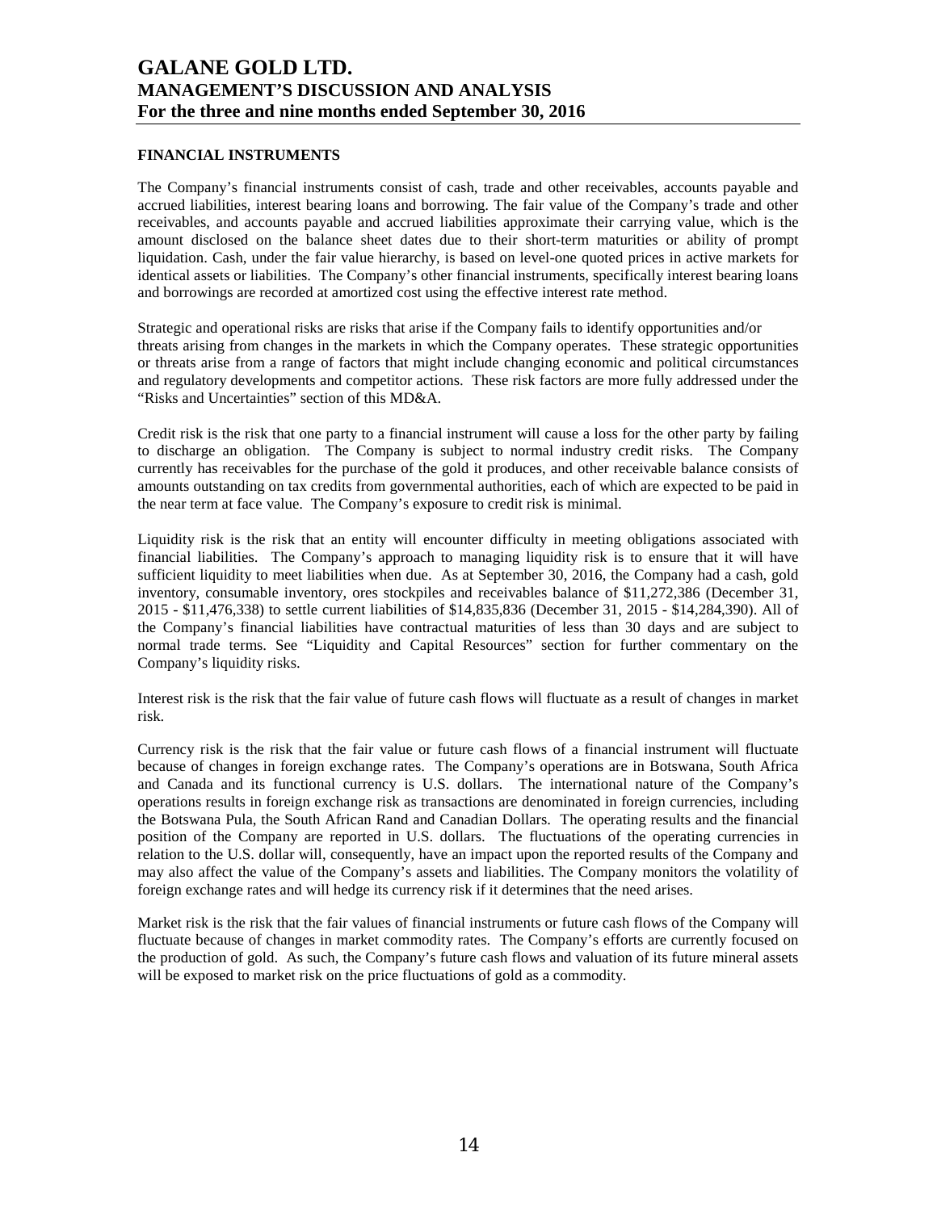## FINANCIAL INSTRUMENTS

The Company's financial instruments consist of cash, trade and other receivables, accounts payable and accrued liabilities, interest bearing loans and borrowing. The fair value of the Company's trade and other receivables, and accounts payable and accrued liabilities approximate their carrying value, which is the amount disclosed on the balance sheet dates due to their short-term maturities or ability of prompt liquidation. Cash, under the fair value hierarchy, is based on level-one quoted prices in active markets for identical assets or liabilities. The Company's other financial instruments, specifically interest bearing loans and borrowings are recorded at amortized cost using the effective interest rate method.

Strategic and operational risks are risks that arise if the Company fails to identify opportunities and/or threats arising from changes in the markets in which the Company operates. These strategic opportunities or threats arise from a range of factors that might include changing economic and political circumstances and regulatory developments and competitor actions. These risk factors are more fully addressed under the "Risks and Uncertainties" section of this MD&A.

Credit risk is the risk that one party to a financial instrument will cause a loss for the other party by failing to discharge an obligation. The Company is subject to normal industry credit risks. The Company currently has receivables for the purchase of the gold it produces, and other receivable balance consists of amounts outstanding on tax credits from governmental authorities, each of which are expected to be paid in the near term at face value. The Company's exposure to credit risk is minimal.

Liquidity risk is the risk that an entity will encounter difficulty in meeting obligations associated with financial liabilities. The Company's approach to managing liquidity risk is to ensure that it will have sufficient liquidity to meet liabilities when due. As at September 30, 2016, the Company had a cash, gold inventory, consumable inventory, ores stockpiles and receivables balance of $11,272,386 (December 31, 2015 - $11,476,338) to settle current liabilities of $14,835,836 (December 31, 2015 - $14,284,390). All of the Company's financial liabilities have contractual maturities of less than 30 days and are subject to normal trade terms. See "Liquidity and Capital Resources" section for further commentary on the Company's liquidity risks.

Interest risk is the risk that the fair value of future cash flows will fluctuate as a result of changes in market risk.

Currency risk is the risk that the fair value or future cash flows of a financial instrument will fluctuate because of changes in foreign exchange rates. The Company's operations are in Botswana, South Africa and Canada and its functional currency is U.S. dollars. The international nature of the Company's operations results in foreign exchange risk as transactions are denominated in foreign currencies, including the Botswana Pula, the South African Rand and Canadian Dollars. The operating results and the financial position of the Company are reported in U.S. dollars. The fluctuations of the operating currencies in relation to the U.S. dollar will, consequently, have an impact upon the reported results of the Company and may also affect the value of the Company's assets and liabilities. The Company monitors the volatility of foreign exchange rates and will hedge its currency risk if it determines that the need arises.

Market risk is the risk that the fair values of financial instruments or future cash flows of the Company will fluctuate because of changes in market commodity rates. The Company's efforts are currently focused on the production of gold. As such, the Company's future cash flows and valuation of its future mineral assets will be exposed to market risk on the price fluctuations of gold as a commodity.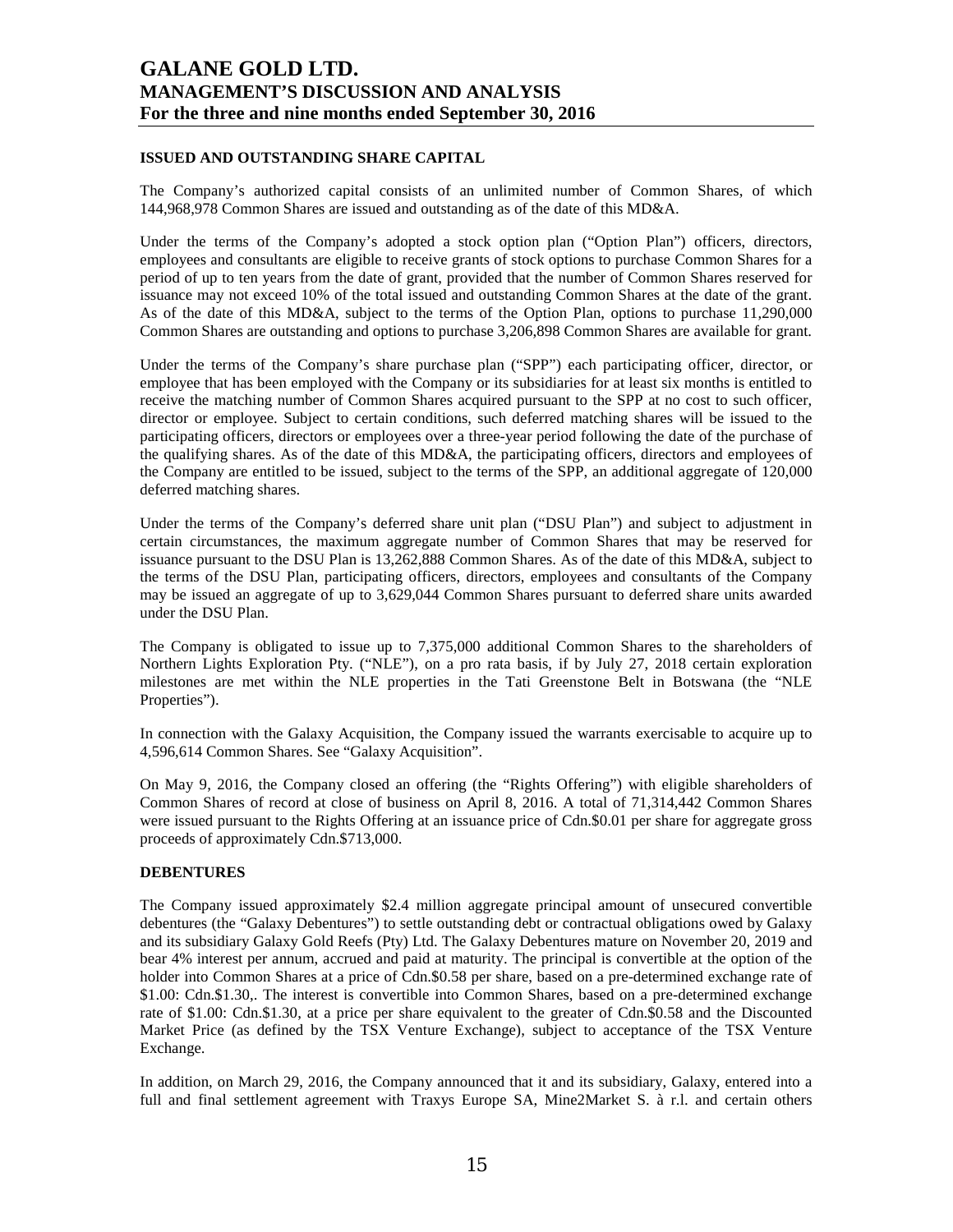## ISSUED AND OUTSTANDING SHARE CAPITAL

The Company's authorized capital consists of an unlimited number of Common Shares, of which 144,968,978 Common Shares are issued and outstanding as of the date of this MD&A.

Under the terms of the Company's adopted a stock option plan ("Option Plan") officers, directors, employees and consultants are eligible to receive grants of stock options to purchase Common Shares for a period of up to ten years from the date of grant, provided that the number of Common Shares reserved for issuance may not exceed 10% of the total issued and outstanding Common Shares at the date of the grant. As of the date of this MD&A, subject to the terms of the Option Plan, options to purchase 11,290,000 Common Shares are outstanding and options to purchase 3,206,898 Common Shares are available for grant.

Under the terms of the Company's share purchase plan ("SPP") each participating officer, director, or employee that has been employed with the Company or its subsidiaries for at least six months is entitled to receive the matching number of Common Shares acquired pursuant to the SPP at no cost to such officer, director or employee. Subject to certain conditions, such deferred matching shares will be issued to the participating officers, directors or employees over a three-year period following the date of the purchase of the qualifying shares. As of the date of this MD&A, the participating officers, directors and employees of the Company are entitled to be issued, subject to the terms of the SPP, an additional aggregate of 120,000 deferred matching shares.

Under the terms of the Company's deferred share unit plan ("DSU Plan") and subject to adjustment in certain circumstances, the maximum aggregate number of Common Shares that may be reserved for issuance pursuant to the DSU Plan is 13,262,888 Common Shares. As of the date of this MD&A, subject to the terms of the DSU Plan, participating officers, directors, employees and consultants of the Company may be issued an aggregate of up to 3,629,044 Common Shares pursuant to deferred share units awarded under the DSU Plan.

The Company is obligated to issue up to 7,375,000 additional Common Shares to the shareholders of Northern Lights Exploration Pty. ("NLE"), on a pro rata basis, if by July 27, 2018 certain exploration milestones are met within the NLE properties in the Tati Greenstone Belt in Botswana (the "NLE Properties").

In connection with the Galaxy Acquisition, the Company issued the warrants exercisable to acquire up to 4,596,614 Common Shares. See "Galaxy Acquisition".

On May 9, 2016, the Company closed an offering (the "Rights Offering") with eligible shareholders of Common Shares of record at close of business on April 8, 2016. A total of 71,314,442 Common Shares were issued pursuant to the Rights Offering at an issuance price of Cdn.$0.01 per share for aggregate gross proceeds of approximately Cdn.$713,000.

## DEBENTURES

The Company issued approximately $2.4 million aggregate principal amount of unsecured convertible debentures (the "Galaxy Debentures") to settle outstanding debt or contractual obligations owed by Galaxy and its subsidiary Galaxy Gold Reefs (Pty) Ltd. The Galaxy Debentures mature on November 20, 2019 and bear 4% interest per annum, accrued and paid at maturity. The principal is convertible at the option of the holder into Common Shares at a price of Cdn.$0.58 per share, based on a pre-determined exchange rate of $1.00: Cdn.$1.30,. The interest is convertible into Common Shares, based on a pre-determined exchange rate of $1.00: Cdn.$1.30, at a price per share equivalent to the greater of Cdn.$0.58 and the Discounted Market Price (as defined by the TSX Venture Exchange), subject to acceptance of the TSX Venture Exchange.

In addition, on March 29, 2016, the Company announced that it and its subsidiary, Galaxy, entered into a full and final settlement agreement with Traxys Europe SA, Mine2Market S. à r.l. and certain others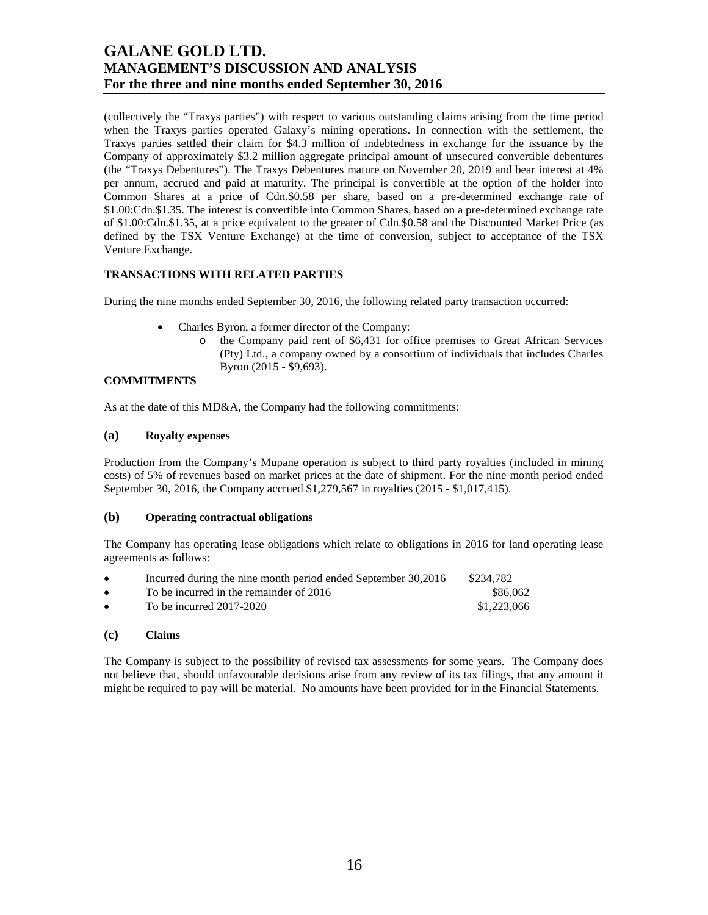(collectively the "Traxys parties") with respect to various outstanding claims arising from the time period when the Traxys parties operated Galaxy's mining operations. In connection with the settlement, the Traxys parties settled their claim for $4.3 million of indebtedness in exchange for the issuance by the Company of approximately $3.2 million aggregate principal amount of unsecured convertible debentures (the "Traxys Debentures"). The Traxys Debentures mature on November 20, 2019 and bear interest at 4% per annum, accrued and paid at maturity. The principal is convertible at the option of the holder into Common Shares at a price of Cdn.$0.58 per share, based on a pre-determined exchange rate of $1.00:Cdn.$1.35. The interest is convertible into Common Shares, based on a pre-determined exchange rate of $1.00:Cdn.$1.35, at a price equivalent to the greater of Cdn.$0.58 and the Discounted Market Price (as defined by the TSX Venture Exchange) at the time of conversion, subject to acceptance of the TSX Venture Exchange.

**TRANSACTIONS WITH RELATED PARTIES**

During the nine months ended September 30, 2016, the following related party transaction occurred:

- Charles Byron, a former director of the Company:
  - the Company paid rent of $6,431 for office premises to Great African Services (Pty) Ltd., a company owned by a consortium of individuals that includes Charles Byron (2015 - $9,693).

**COMMITMENTS**

As at the date of this MD&A, the Company had the following commitments:

**(a) Royalty expenses**

Production from the Company's Mupane operation is subject to third party royalties (included in mining costs) of 5% of revenues based on market prices at the date of shipment. For the nine month period ended September 30, 2016, the Company accrued $1,279,567 in royalties (2015 - $1,017,415).

**(b) Operating contractual obligations**

The Company has operating lease obligations which relate to obligations in 2016 for land operating lease agreements as follows:

- Incurred during the nine month period ended September 30,2016 — $234,782
- To be incurred in the remainder of 2016 — $86,062
- To be incurred 2017-2020 — $1,223,066

**(c) Claims**

The Company is subject to the possibility of revised tax assessments for some years. The Company does not believe that, should unfavourable decisions arise from any review of its tax filings, that any amount it might be required to pay will be material. No amounts have been provided for in the Financial Statements.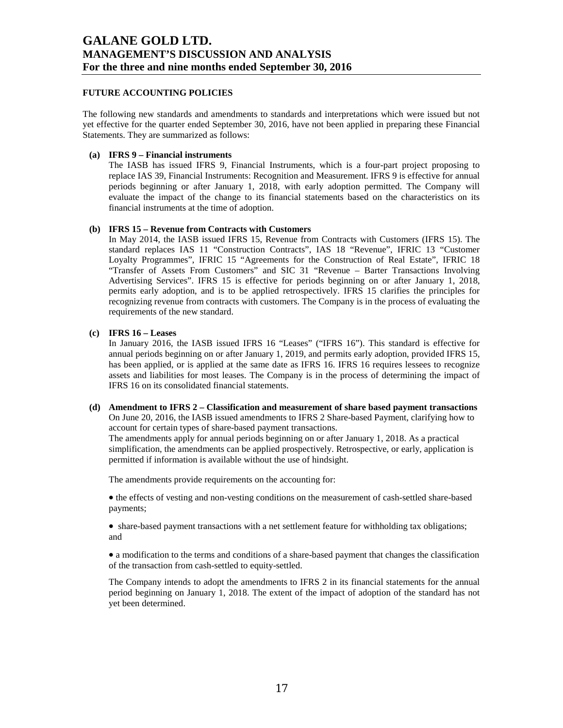## FUTURE ACCOUNTING POLICIES

The following new standards and amendments to standards and interpretations which were issued but not yet effective for the quarter ended September 30, 2016, have not been applied in preparing these Financial Statements. They are summarized as follows:

**(a) IFRS 9 – Financial instruments**

The IASB has issued IFRS 9, Financial Instruments, which is a four-part project proposing to replace IAS 39, Financial Instruments: Recognition and Measurement. IFRS 9 is effective for annual periods beginning or after January 1, 2018, with early adoption permitted. The Company will evaluate the impact of the change to its financial statements based on the characteristics on its financial instruments at the time of adoption.

**(b) IFRS 15 – Revenue from Contracts with Customers**

In May 2014, the IASB issued IFRS 15, Revenue from Contracts with Customers (IFRS 15). The standard replaces IAS 11 "Construction Contracts", IAS 18 "Revenue", IFRIC 13 "Customer Loyalty Programmes", IFRIC 15 "Agreements for the Construction of Real Estate", IFRIC 18 "Transfer of Assets From Customers" and SIC 31 "Revenue – Barter Transactions Involving Advertising Services". IFRS 15 is effective for periods beginning on or after January 1, 2018, permits early adoption, and is to be applied retrospectively. IFRS 15 clarifies the principles for recognizing revenue from contracts with customers. The Company is in the process of evaluating the requirements of the new standard.

**(c) IFRS 16 – Leases**

In January 2016, the IASB issued IFRS 16 "Leases" ("IFRS 16"). This standard is effective for annual periods beginning on or after January 1, 2019, and permits early adoption, provided IFRS 15, has been applied, or is applied at the same date as IFRS 16. IFRS 16 requires lessees to recognize assets and liabilities for most leases. The Company is in the process of determining the impact of IFRS 16 on its consolidated financial statements.

**(d) Amendment to IFRS 2 – Classification and measurement of share based payment transactions**

On June 20, 2016, the IASB issued amendments to IFRS 2 Share-based Payment, clarifying how to account for certain types of share-based payment transactions.
The amendments apply for annual periods beginning on or after January 1, 2018. As a practical simplification, the amendments can be applied prospectively. Retrospective, or early, application is permitted if information is available without the use of hindsight.

The amendments provide requirements on the accounting for:

- the effects of vesting and non-vesting conditions on the measurement of cash-settled share-based payments;
- share-based payment transactions with a net settlement feature for withholding tax obligations; and
- a modification to the terms and conditions of a share-based payment that changes the classification of the transaction from cash-settled to equity-settled.

The Company intends to adopt the amendments to IFRS 2 in its financial statements for the annual period beginning on January 1, 2018. The extent of the impact of adoption of the standard has not yet been determined.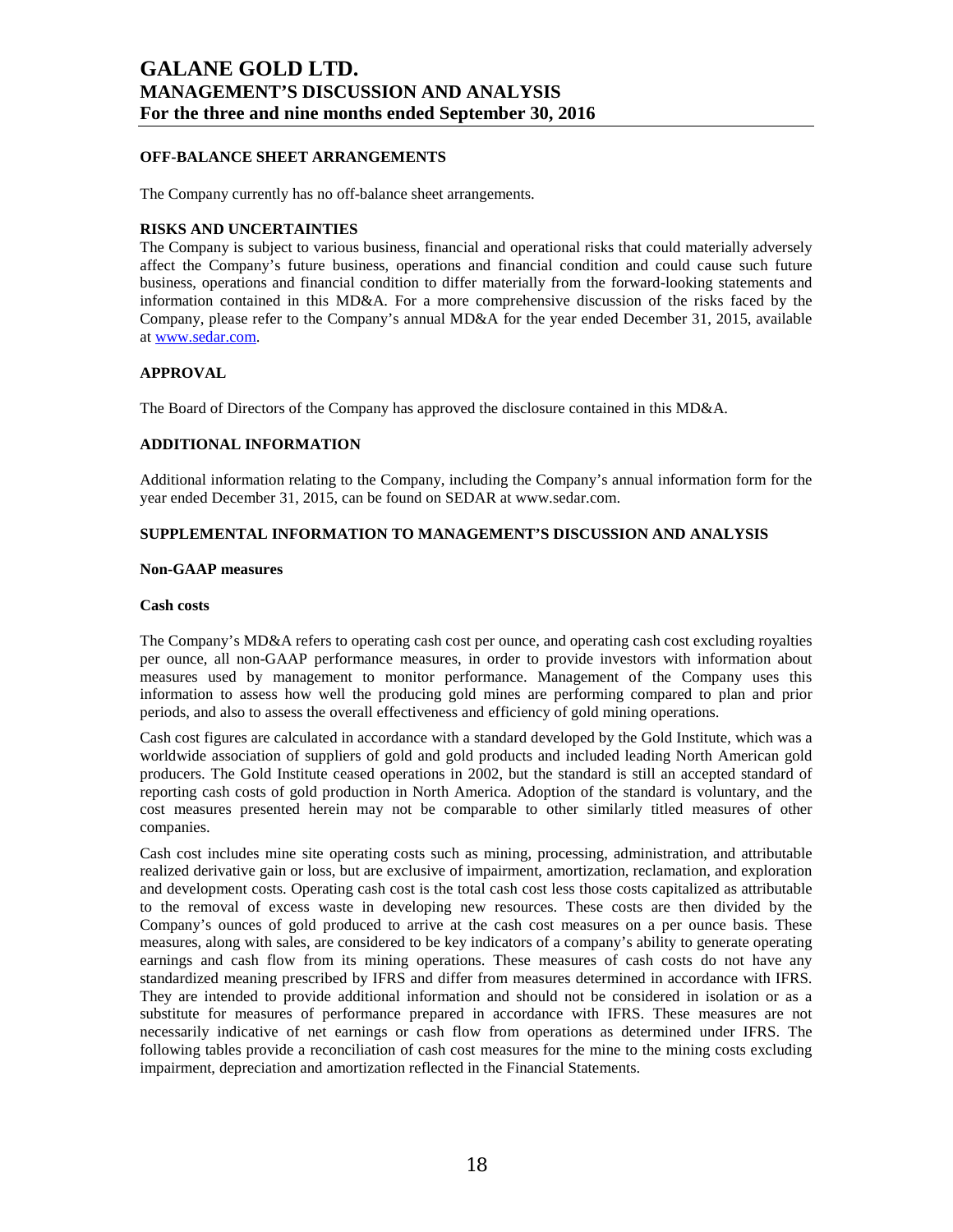## OFF-BALANCE SHEET ARRANGEMENTS

The Company currently has no off-balance sheet arrangements.

## RISKS AND UNCERTAINTIES

The Company is subject to various business, financial and operational risks that could materially adversely affect the Company's future business, operations and financial condition and could cause such future business, operations and financial condition to differ materially from the forward-looking statements and information contained in this MD&A. For a more comprehensive discussion of the risks faced by the Company, please refer to the Company's annual MD&A for the year ended December 31, 2015, available at www.sedar.com.

## APPROVAL

The Board of Directors of the Company has approved the disclosure contained in this MD&A.

## ADDITIONAL INFORMATION

Additional information relating to the Company, including the Company's annual information form for the year ended December 31, 2015, can be found on SEDAR at www.sedar.com.

## SUPPLEMENTAL INFORMATION TO MANAGEMENT'S DISCUSSION AND ANALYSIS

### Non-GAAP measures

#### Cash costs

The Company's MD&A refers to operating cash cost per ounce, and operating cash cost excluding royalties per ounce, all non-GAAP performance measures, in order to provide investors with information about measures used by management to monitor performance. Management of the Company uses this information to assess how well the producing gold mines are performing compared to plan and prior periods, and also to assess the overall effectiveness and efficiency of gold mining operations.

Cash cost figures are calculated in accordance with a standard developed by the Gold Institute, which was a worldwide association of suppliers of gold and gold products and included leading North American gold producers. The Gold Institute ceased operations in 2002, but the standard is still an accepted standard of reporting cash costs of gold production in North America. Adoption of the standard is voluntary, and the cost measures presented herein may not be comparable to other similarly titled measures of other companies.

Cash cost includes mine site operating costs such as mining, processing, administration, and attributable realized derivative gain or loss, but are exclusive of impairment, amortization, reclamation, and exploration and development costs. Operating cash cost is the total cash cost less those costs capitalized as attributable to the removal of excess waste in developing new resources. These costs are then divided by the Company's ounces of gold produced to arrive at the cash cost measures on a per ounce basis. These measures, along with sales, are considered to be key indicators of a company's ability to generate operating earnings and cash flow from its mining operations. These measures of cash costs do not have any standardized meaning prescribed by IFRS and differ from measures determined in accordance with IFRS. They are intended to provide additional information and should not be considered in isolation or as a substitute for measures of performance prepared in accordance with IFRS. These measures are not necessarily indicative of net earnings or cash flow from operations as determined under IFRS. The following tables provide a reconciliation of cash cost measures for the mine to the mining costs excluding impairment, depreciation and amortization reflected in the Financial Statements.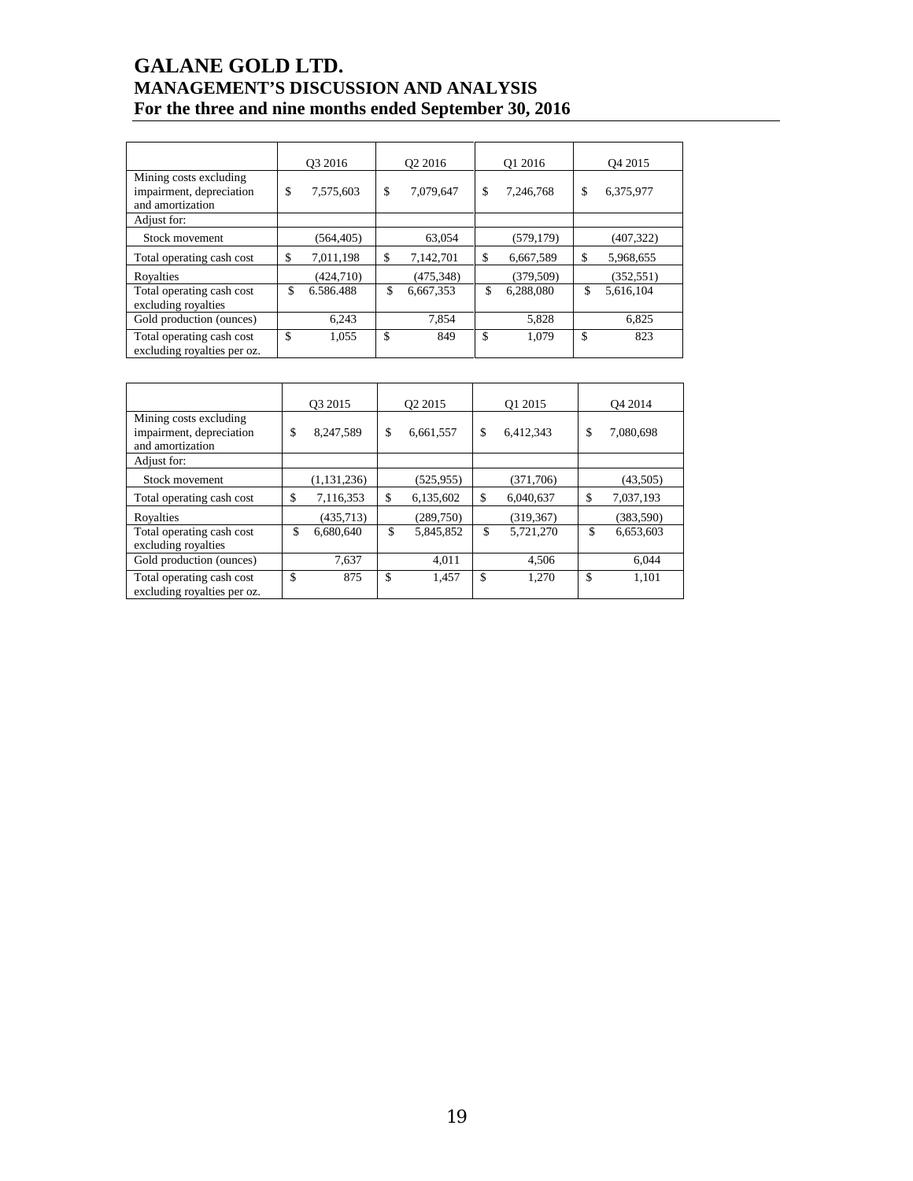| | Q3 2016 | Q2 2016 | Q1 2016 | Q4 2015 |
|---|---|---|---|---|
| Mining costs excluding impairment, depreciation and amortization | $ 7,575,603 | $ 7,079,647 | $ 7,246,768 | $ 6,375,977 |
| Adjust for: | | | | |
| Stock movement | (564,405) | 63,054 | (579,179) | (407,322) |
| Total operating cash cost | $ 7,011,198 | $ 7,142,701 | $ 6,667,589 | $ 5,968,655 |
| Royalties | (424,710) | (475,348) | (379,509) | (352,551) |
| Total operating cash cost excluding royalties | $ 6.586.488 | $ 6,667,353 | $ 6,288,080 | $ 5,616,104 |
| Gold production (ounces) | 6,243 | 7,854 | 5,828 | 6,825 |
| Total operating cash cost excluding royalties per oz. | $ 1,055 | $ 849 | $ 1,079 | $ 823 |

| | Q3 2015 | Q2 2015 | Q1 2015 | Q4 2014 |
|---|---|---|---|---|
| Mining costs excluding impairment, depreciation and amortization | $ 8,247,589 | $ 6,661,557 | $ 6,412,343 | $ 7,080,698 |
| Adjust for: | | | | |
| Stock movement | (1,131,236) | (525,955) | (371,706) | (43,505) |
| Total operating cash cost | $ 7,116,353 | $ 6,135,602 | $ 6,040,637 | $ 7,037,193 |
| Royalties | (435,713) | (289,750) | (319,367) | (383,590) |
| Total operating cash cost excluding royalties | $ 6,680,640 | $ 5,845,852 | $ 5,721,270 | $ 6,653,603 |
| Gold production (ounces) | 7,637 | 4,011 | 4,506 | 6,044 |
| Total operating cash cost excluding royalties per oz. | $ 875 | $ 1,457 | $ 1,270 | $ 1,101 |